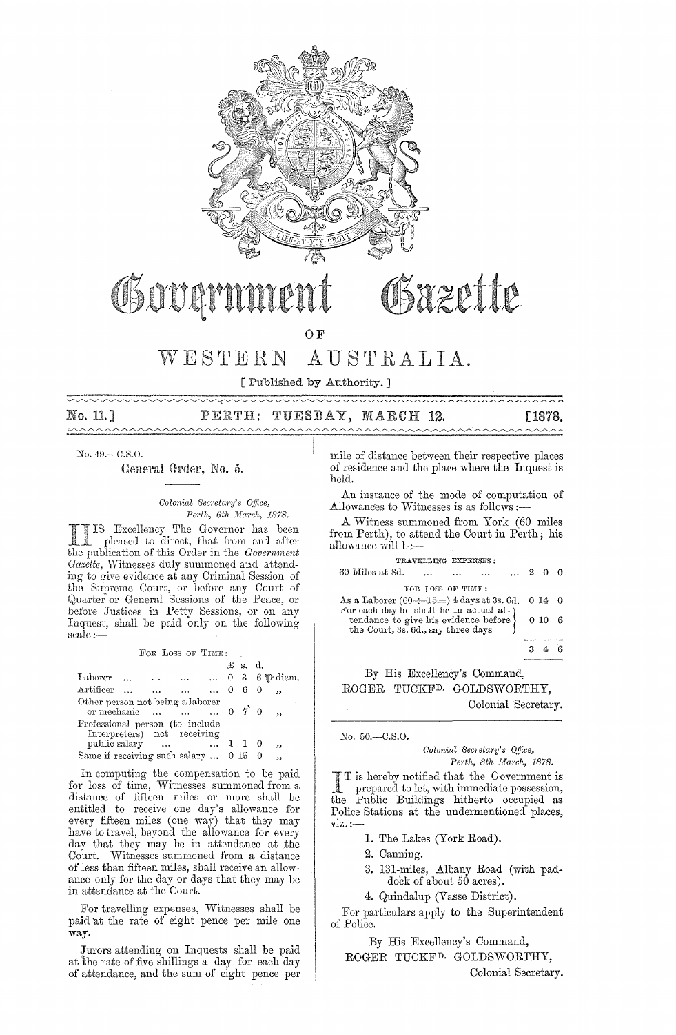# Government Gazette

OF

# WESTERN AUSTRALIA.

[ Published by Authority. ]

**No. 11.] PERTH: TUESDAY, MARCH 12. [1878.**

No. 49.—C.S.O.

## General Order, No. 5.

*Colonial Secretary's Office,*
*Perth, 6th March, 1878.*

HIS Excellency The Governor has been pleased to direct, that from and after the publication of this Order in the *Government Gazette*, Witnesses duly summoned and attending to give evidence at any Criminal Session of the Supreme Court, or before any Court of Quarter or General Sessions of the Peace, or before Justices in Petty Sessions, or on any Inquest, shall be paid only on the following scale:—

FOR LOSS OF TIME:

| | £ | s. | d. | |
|---|---|---|---|---|
| Laborer ... ... ... ... | 0 | 3 | 6 | ℘ diem. |
| Artificer ... ... ... ... | 0 | 6 | 0 | „ |
| Other person not being a laborer or mechanic ... ... ... | 0 | 7 | 0 | „ |
| Professional person (to include Interpreters) not receiving public salary ... ... | 1 | 1 | 0 | „ |
| Same if receiving such salary ... | 0 | 15 | 0 | „ |

In computing the compensation to be paid for loss of time, Witnesses summoned from a distance of fifteen miles or more shall be entitled to receive one day's allowance for every fifteen miles (one way) that they may have to travel, beyond the allowance for every day that they may be in attendance at the Court. Witnesses summoned from a distance of less than fifteen miles, shall receive an allowance only for the day or days that they may be in attendance at the Court.

For travelling expenses, Witnesses shall be paid at the rate of eight pence per mile one way.

Jurors attending on Inquests shall be paid at the rate of five shillings a day for each day of attendance, and the sum of eight pence per mile of distance between their respective places of residence and the place where the Inquest is held.

An instance of the mode of computation of Allowances to Witnesses is as follows:—

A Witness summoned from York (60 miles from Perth), to attend the Court in Perth; his allowance will be—

| | £ | s. | d. |
|---|---|---|---|
| TRAVELLING EXPENSES: | | | |
| 60 Miles at 8d. ... ... ... ... | 2 | 0 | 0 |
| FOR LOSS OF TIME: | | | |
| As a Laborer (60÷15=) 4 days at 3s. 6d. | 0 | 14 | 0 |
| For each day he shall be in actual attendance to give his evidence before the Court, 3s. 6d., say three days | 0 | 10 | 6 |
| | 3 | 4 | 6 |

By His Excellency's Command,

ROGER TUCKFD. GOLDSWORTHY,
Colonial Secretary.

---

No. 50.—C.S.O.

*Colonial Secretary's Office,*
*Perth, 8th March, 1878.*

IT is hereby notified that the Government is prepared to let, with immediate possession, the Public Buildings hitherto occupied as Police Stations at the undermentioned places, viz.:—

1. The Lakes (York Road).
2. Canning.
3. 131-miles, Albany Road (with paddock of about 50 acres).
4. Quindalup (Vasse District).

For particulars apply to the Superintendent of Police.

By His Excellency's Command,

ROGER TUCKFD. GOLDSWORTHY,
Colonial Secretary.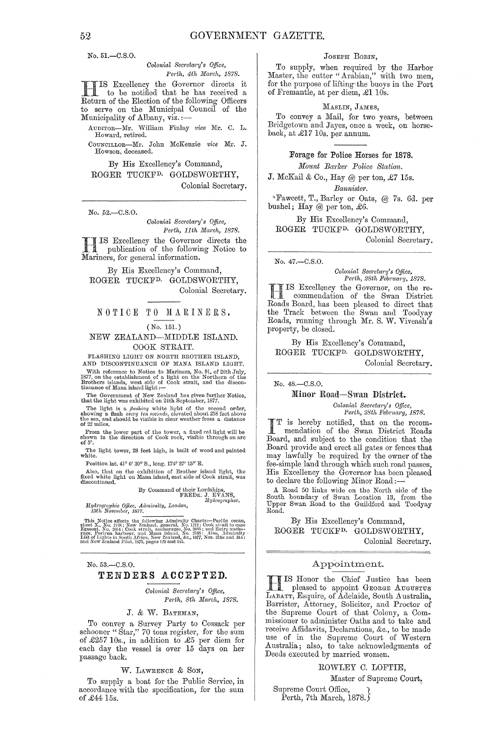No. 51.—C.S.O.

*Colonial Secretary's Office,*
*Perth, 4th March, 1878.*

HIS Excellency the Governor directs it to be notified that he has received a Return of the Election of the following Officers to serve on the Municipal Council of the Municipality of Albany, viz.:—

AUDITOR—Mr. William Finlay *vice* Mr. C. L. Howard, retired.

COUNCILLOR—Mr. John McKenzie *vice* Mr. J. Howson, deceased.

By His Excellency's Command,
ROGER TUCKFD. GOLDSWORTHY,
Colonial Secretary.

---

No. 52.—C.S.O.

*Colonial Secretary's Office,*
*Perth, 11th March, 1878.*

HIS Excellency the Governor directs the publication of the following Notice to Mariners, for general information.

By His Excellency's Command,
ROGER TUCKFD. GOLDSWORTHY,
Colonial Secretary.

## NOTICE TO MARINERS.

(No. 151.)

### NEW ZEALAND—MIDDLE ISLAND.
### COOK STRAIT.

FLASHING LIGHT ON NORTH BROTHER ISLAND, AND DISCONTINUANCE OF MANA ISLAND LIGHT.

With reference to Notice to Mariners, No. 91, of 26th July, 1877, on the establishment of a light on the Northern of the Brothers islands, west side of Cook strait, and the discontinuance of Mana island light:—

The Government of New Zealand has given further Notice, that the light was exhibited on 24th September, 1877.

The light is a *flashing* white light of the second order, showing a flash *every ten seconds*, elevated about 258 feet above the sea, and should be visible in clear weather from a distance of 22 miles.

From the lower part of the tower, a fixed *red* light will be shown in the direction of Cook rock, visible through an arc of 5°.

The light tower, 28 feet high, is built of wood and painted white.

Position lat. 41° 6′ 30″ S., long. 174° 27′ 15″ E.

Also, that on the exhibition of Brother island light, the fixed white light on Mana island, east side of Cook strait, was discontinued.

By Command of their Lordships,
FREDK. J. EVANS,
*Hydrographer.*

*Hydrographic Office, Admiralty, London,*
*13th November, 1877.*

This Notice affects the following Admiralty Charts:—Pacific ocean, sheet X., No. 2108; New Zealand, general, No. 1212; Cook strait to cape Egmont, No. 2054; Cook strait, anchorages, No. 2088; and Entry anchorage, Porirua harbour, and Mana island, No. 2838; Also, Admiralty List of Lights in South Africa, New Zealand, &c., 1877, Nos. 313a and 314; and New Zealand Pilot, 1875, pages 129 and 145.

---

No. 53.—C.S.O.

## TENDERS ACCEPTED.

*Colonial Secretary's Office,*
*Perth, 8th March, 1878.*

J. & W. BATEMAN,

To convey a Survey Party to Cossack per schooner "Star," 70 tons register, for the sum of £257 10s., in addition to £5 per diem for each day the vessel is over 15 days on her passage back.

W. LAWRENCE & SON,

To supply a boat for the Public Service, in accordance with the specification, for the sum of £44 15s.

JOSEPH BOBIN,

To supply, when required by the Harbor Master, the cutter "Arabian," with two men, for the purpose of lifting the buoys in the Port of Fremantle, at per diem, £1 10s.

MASLIN, JAMES,

To convey a Mail, for two years, between Bridgetown and Jayes, once a week, on horseback, at £17 10s. per annum.

**Forage for Police Horses for 1878.**

*Mount Barker Police Station.*

J. McKail & Co., Hay @ per ton, £7 15s.

*Bannister.*

Fawcett, T., Barley or Oats, @ 7s. 6d. per bushel; Hay @ per ton, £6.

By His Excellency's Command,
ROGER TUCKFD. GOLDSWORTHY,
Colonial Secretary.

---

No. 47.—C.S.O.

*Colonial Secretary's Office,*
*Perth, 28th February, 1878.*

HIS Excellency the Governor, on the recommendation of the Swan District Roads Board, has been pleased to direct that the Track between the Swan and Toodyay Roads, running through Mr. S. W. Viveash's property, be closed.

By His Excellency's Command,
ROGER TUCKFD. GOLDSWORTHY,
Colonial Secretary.

---

No. 48.—C.S.O.

**Minor Road—Swan District.**

*Colonial Secretary's Office,*
*Perth, 28th February, 1878.*

IT is hereby notified, that on the recommendation of the Swan District Roads Board, and subject to the condition that the Board provide and erect all gates or fences that may lawfully be required by the owner of the fee-simple land through which such road passes, His Excellency the Governor has been pleased to declare the following Minor Road:—

A Road 50 links wide on the North side of the South boundary of Swan Location 13, from the Upper Swan Road to the Guildford and Toodyay Road.

By His Excellency's Command,
ROGER TUCKFD. GOLDSWORTHY,
Colonial Secretary.

---

## Appointment.

HIS Honor the Chief Justice has been pleased to appoint GEORGE AUGUSTUS LABATT, Esquire, of Adelaide, South Australia, Barrister, Attorney, Solicitor, and Proctor of the Supreme Court of that Colony, a Commissioner to administer Oaths and to take and receive Affidavits, Declarations, &c., to be made use of in the Supreme Court of Western Australia; also, to take acknowledgments of Deeds executed by married women.

ROWLEY C. LOFTIE,
Master of Supreme Court.

Supreme Court Office,
Perth, 7th March, 1878.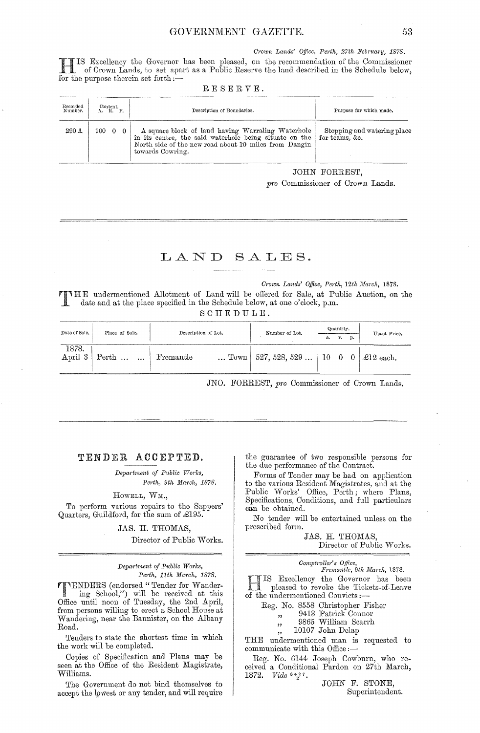*Crown Lands' Office, Perth, 27th February, 1878.*

HIS Excellency the Governor has been pleased, on the recommendation of the Commissioner of Crown Lands, to set apart as a Public Reserve the land described in the Schedule below, for the purpose therein set forth:—

RESERVE.

| Recorded Number. | Content. A. R. P. | Description of Boundaries. | Purpose for which made. |
|---|---|---|---|
| 290 A | 100 0 0 | A square block of land having Warraling Waterhole in its centre, the said waterhole being situate on the North side of the new road about 10 miles from Dangin towards Cowring. | Stopping and watering place for teams, &c. |

JOHN FORREST,
*pro* Commissioner of Crown Lands.

---

# LAND SALES.

*Crown Lands' Office, Perth, 12th March, 1878.*

THE undermentioned Allotment of Land will be offered for Sale, at Public Auction, on the date and at the place specified in the Schedule below, at one o'clock, p.m.

SCHEDULE.

| Date of Sale. | Place of Sale. | Description of Lot. | Number of Lot. | Quantity. a. r. p. | Upset Price. |
|---|---|---|---|---|---|
| 1878. April 3 | Perth ... ... | Fremantle ... Town | 527, 528, 529 ... | 10 0 0 | £12 each. |

JNO. FORREST, *pro* Commissioner of Crown Lands.

---

## TENDER ACCEPTED.

*Department of Public Works,*
*Perth, 9th March, 1878.*

HOWELL, WM.,

To perform various repairs to the Sappers' Quarters, Guildford, for the sum of £195.

JAS. H. THOMAS,
Director of Public Works.

---

*Department of Public Works,*
*Perth, 11th March, 1878.*

TENDERS (endorsed "Tender for Wandering School,") will be received at this Office until noon of Tuesday, the 2nd April, from persons willing to erect a School House at Wandering, near the Bannister, on the Albany Road.

Tenders to state the shortest time in which the work will be completed.

Copies of Specification and Plans may be seen at the Office of the Resident Magistrate, Williams.

The Government do not bind themselves to accept the lowest or any tender, and will require the guarantee of two responsible persons for the due performance of the Contract.

Forms of Tender may be had on application to the various Resident Magistrates, and at the Public Works' Office, Perth; where Plans, Specifications, Conditions, and full particulars can be obtained.

No tender will be entertained unless on the prescribed form.

JAS. H. THOMAS,
Director of Public Works.

---

*Comptroller's Office,*
*Fremantle, 9th March, 1878.*

HIS Excellency the Governor has been pleased to revoke the Tickets-of-Leave of the undermentioned Convicts:—

Reg. No. 8558 Christopher Fisher
" 9413 Patrick Connor
" 9865 William Scarrh
" 10107 John Delap

THE undermentioned man is requested to communicate with this Office:—

Reg. No. 6144 Joseph Cowburn, who received a Conditional Pardon on 27th March, 1872. *Vide* $\frac{842}{7}$.

JOHN F. STONE,
Superintendent.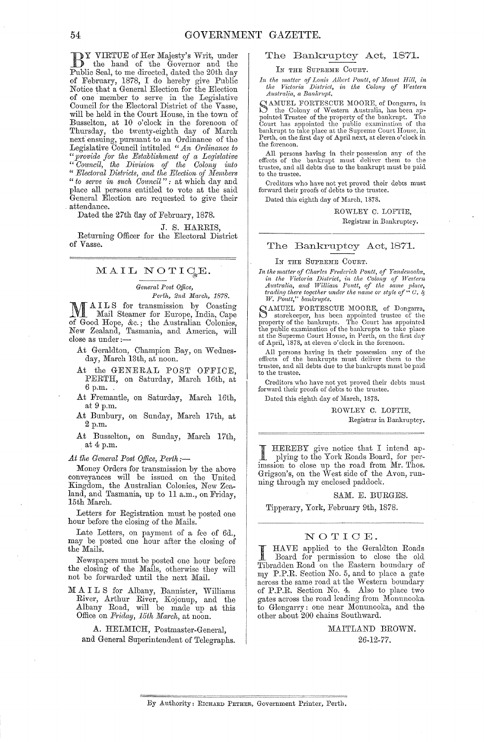BY VIRTUE of Her Majesty's Writ, under the hand of the Governor and the Public Seal, to me directed, dated the 20th day of February, 1878, I do hereby give Public Notice that a General Election for the Election of one member to serve in the Legislative Council for the Electoral District of the Vasse, will be held in the Court House, in the town of Busselton, at 10 o'clock in the forenoon of Thursday, the twenty-eighth day of March next ensuing, pursuant to an Ordinance of the Legislative Council intituled *"An Ordinance to "provide for the Establishment of a Legislative "Council, the Division of the Colony into "Electoral Districts, and the Election of Members "to serve in such Council"*: at which day and place all persons entitled to vote at the said General Election are requested to give their attendance.

Dated the 27th day of February, 1878.

J. S. HARRIS,
Returning Officer for the Electoral District of Vasse.

---

## MAIL NOTICE.

*General Post Office,*
*Perth, 2nd March, 1878.*

MAILS for transmission by Coasting Mail Steamer for Europe, India, Cape of Good Hope, &c.; the Australian Colonies, New Zealand, Tasmania, and America, will close as under:—

At Geraldton, Champion Bay, on Wednesday, March 13th, at noon.

At the GENERAL POST OFFICE, PERTH, on Saturday, March 16th, at 6 p.m.

At Fremantle, on Saturday, March 16th, at 9 p.m.

At Bunbury, on Sunday, March 17th, at 2 p.m.

At Busselton, on Sunday, March 17th, at 4 p.m.

*At the General Post Office, Perth:—*

Money Orders for transmission by the above conveyances will be issued on the United Kingdom, the Australian Colonies, New Zealand, and Tasmania, up to 11 a.m., on Friday, 15th March.

Letters for Registration must be posted one hour before the closing of the Mails.

Late Letters, on payment of a fee of 6d., may be posted one hour after the closing of the Mails.

Newspapers must be posted one hour before the closing of the Mails, otherwise they will not be forwarded until the next Mail.

MAILS for Albany, Bannister, Williams River, Arthur River, Kojonup, and the Albany Road, will be made up at this Office on *Friday, 15th March*, at noon.

A. HELMICH, Postmaster-General,
and General Superintendent of Telegraphs.

---

## The Bankruptcy Act, 1871.

IN THE SUPREME COURT.

*In the matter of Louis Albert Pontt, of Mount Hill, in the Victoria District, in the Colony of Western Australia, a Bankrupt.*

SAMUEL FORTESCUE MOORE, of Dongarra, in the Colony of Western Australia, has been appointed Trustee of the property of the bankrupt. The Court has appointed the public examination of the bankrupt to take place at the Supreme Court House, in Perth, on the first day of April next, at eleven o'clock in the forenoon.

All persons having in their possession any of the effects of the bankrupt must deliver them to the trustee, and all debts due to the bankrupt must be paid to the trustee.

Creditors who have not yet proved their debts must forward their proofs of debts to the trustee.

Dated this eighth day of March, 1878.

ROWLEY C. LOFTIE,
Registrar in Bankruptcy.

---

## The Bankruptcy Act, 1871.

IN THE SUPREME COURT.

*In the matter of Charles Frederick Pontt, of Yandenooka, in the Victoria District, in the Colony of Western Australia, and William Pontt, of the same place, trading there together under the name or style of "C. & W. Pontt," bankrupts.*

SAMUEL FORTESCUE MOORE, of Dongarra, storekeeper, has been appointed trustee of the property of the bankrupts. The Court has appointed the public examination of the bankrupts to take place at the Supreme Court House, in Perth, on the first day of April, 1878, at eleven o'clock in the forenoon.

All persons having in their possession any of the effects of the bankrupts must deliver them to the trustee, and all debts due to the bankrupts must be paid to the trustee.

Creditors who have not yet proved their debts must forward their proofs of debts to the trustee.

Dated this eighth day of March, 1878.

ROWLEY C. LOFTIE,
Registrar in Bankruptcy.

---

I HEREBY give notice that I intend applying to the York Roads Board, for perimssion to close up the road from Mr. Thos. Grigson's, on the West side of the Avon, running through my enclosed paddock.

SAM. E. BURGES.

Tipperary, York, February 9th, 1878.

---

## NOTICE.

I HAVE applied to the Geraldton Roads Board for permission to close the old Tibradden Road on the Eastern boundary of my P.P.R. Section No. 5, and to place a gate across the same road at the Western boundary of P.P.R. Section No. 4. Also to place two gates across the road leading from Monunooka to Glengarry: one near Monunooka, and the other about 200 chains Southward.

MAITLAND BROWN.
26-12-77.

---

By Authority: RICHARD PETHER, Government Printer, Perth.